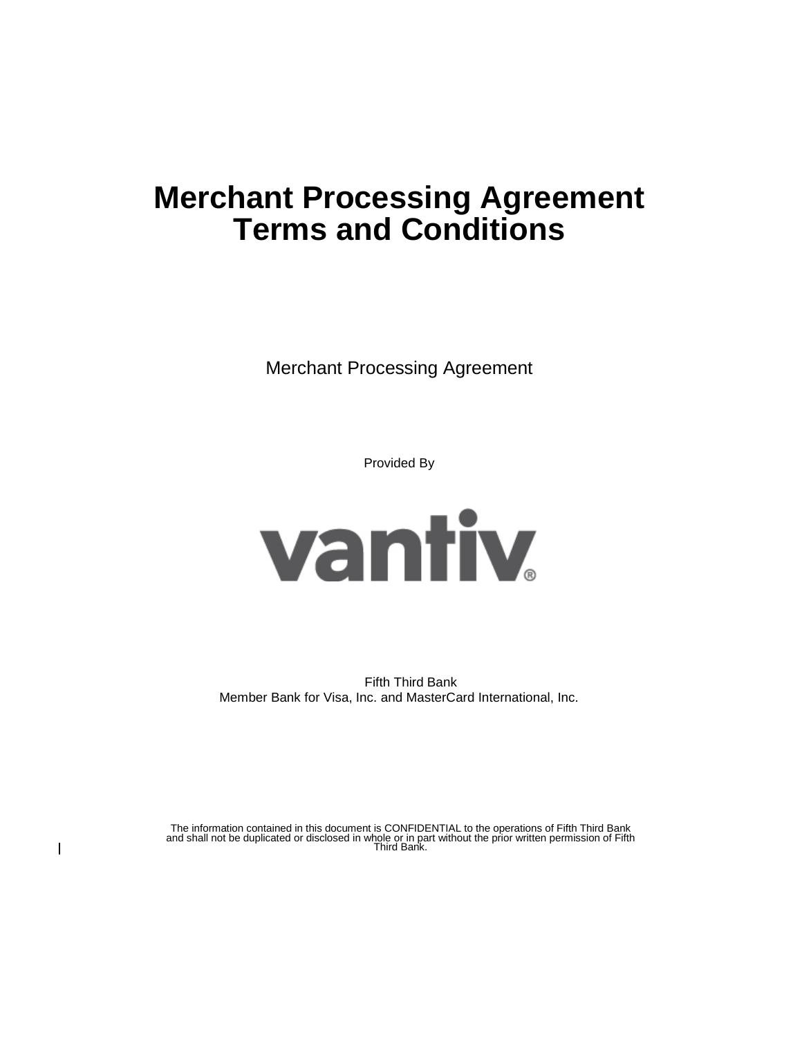# Merchant Processing Agreement Terms and Conditions

Merchant Processing Agreement

Provided By

vantiv®

Fifth Third Bank
Member Bank for Visa, Inc. and MasterCard International, Inc.

The information contained in this document is CONFIDENTIAL to the operations of Fifth Third Bank and shall not be duplicated or disclosed in whole or in part without the prior written permission of Fifth Third Bank.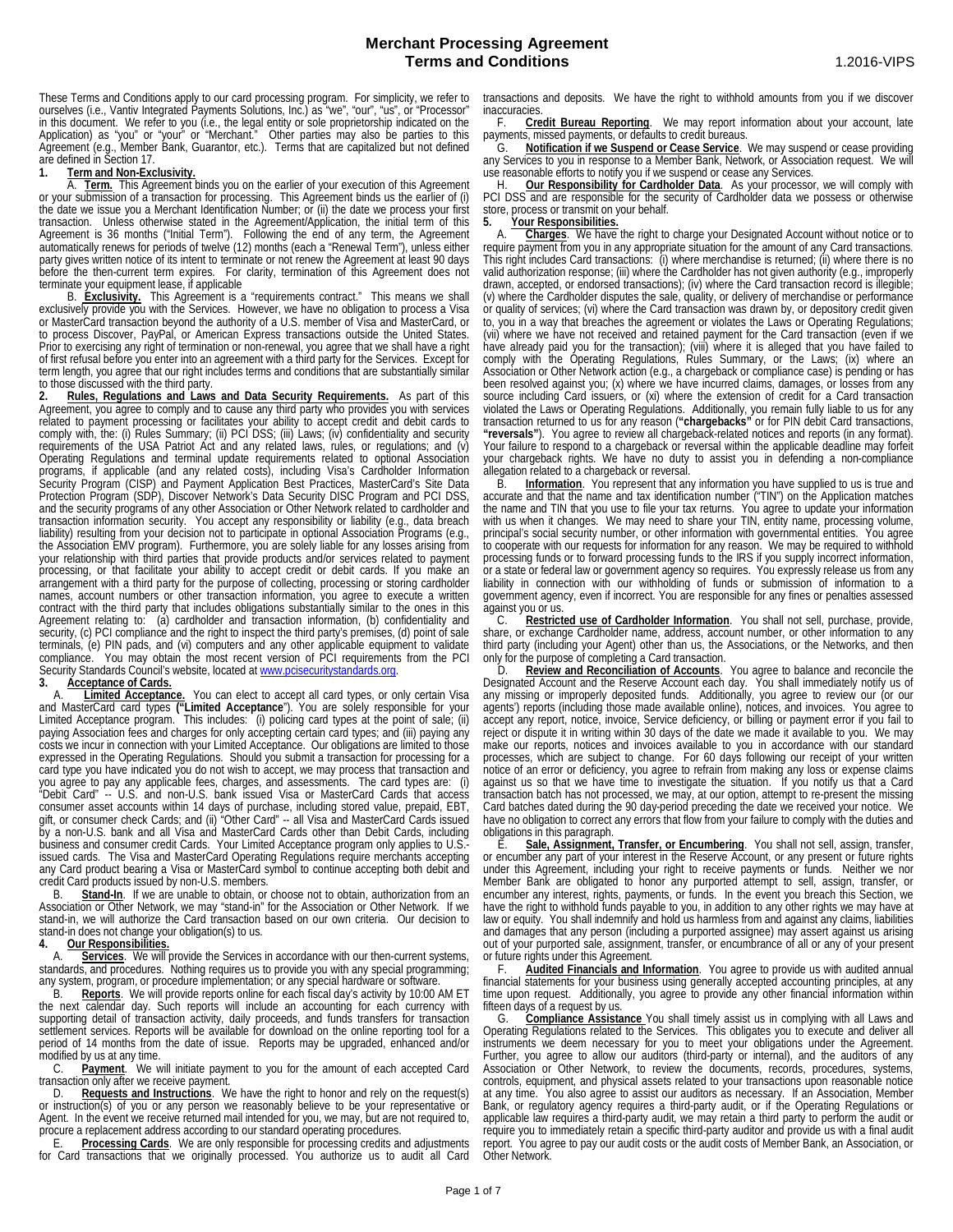# Merchant Processing Agreement
## Terms and Conditions

1.2016-VIPS

These Terms and Conditions apply to our card processing program. For simplicity, we refer to ourselves (i.e., Vantiv Integrated Payments Solutions, Inc.) as "we", "our", "us", or "Processor" in this document. We refer to you (i.e., the legal entity or sole proprietorship indicated on the Application) as "you" or "your" or "Merchant." Other parties may also be parties to this Agreement (e.g., Member Bank, Guarantor, etc.). Terms that are capitalized but not defined are defined in Section 17.

**1. Term and Non-Exclusivity.**

A. **Term.** This Agreement binds you on the earlier of your execution of this Agreement or your submission of a transaction for processing. This Agreement binds us the earlier of (i) the date we issue you a Merchant Identification Number; or (ii) the date we process your first transaction. Unless otherwise stated in the Agreement/Application, the initial term of this Agreement is 36 months ("Initial Term"). Following the end of any term, the Agreement automatically renews for periods of twelve (12) months (each a "Renewal Term"), unless either party gives written notice of its intent to terminate or not renew the Agreement at least 90 days before the then-current term expires. For clarity, termination of this Agreement does not terminate your equipment lease, if applicable

B. **Exclusivity.** This Agreement is a "requirements contract." This means we shall exclusively provide you with the Services. However, we have no obligation to process a Visa or MasterCard transaction beyond the authority of a U.S. member of Visa and MasterCard, or to process Discover, PayPal, or American Express transactions outside the United States. Prior to exercising any right of termination or non-renewal, you agree that we shall have a right of first refusal before you enter into an agreement with a third party for the Services. Except for term length, you agree that our right includes terms and conditions that are substantially similar to those discussed with the third party.

**2. Rules, Regulations and Laws and Data Security Requirements.** As part of this Agreement, you agree to comply and to cause any third party who provides you with services related to payment processing or facilitates your ability to accept credit and debit cards to comply with, the: (i) Rules Summary; (ii) PCI DSS; (iii) Laws; (iv) confidentiality and security requirements of the USA Patriot Act and any related laws, rules, or regulations; and (v) Operating Regulations and terminal update requirements related to optional Association programs, if applicable (and any related costs), including Visa's Cardholder Information Security Program (CISP) and Payment Application Best Practices, MasterCard's Site Data Protection Program (SDP), Discover Network's Data Security DISC Program and PCI DSS, and the security programs of any other Association or Other Network related to cardholder and transaction information security. You accept any responsibility or liability (e.g., data breach liability) resulting from your decision not to participate in optional Association Programs (e.g., the Association EMV program). Furthermore, you are solely liable for any losses arising from your relationship with third parties that provide products and/or services related to payment processing, or that facilitate your ability to accept credit or debit cards. If you make an arrangement with a third party for the purpose of collecting, processing or storing cardholder names, account numbers or other transaction information, you agree to execute a written contract with the third party that includes obligations substantially similar to the ones in this Agreement relating to: (a) cardholder and transaction information, (b) confidentiality and security, (c) PCI compliance and the right to inspect the third party's premises, (d) point of sale terminals, (e) PIN pads, and (vi) computers and any other applicable equipment to validate compliance. You may obtain the most recent version of PCI requirements from the PCI Security Standards Council's website, located at www.pcisecuritystandards.org.

**3. Acceptance of Cards.**

A. **Limited Acceptance.** You can elect to accept all card types, or only certain Visa and MasterCard card types (**"Limited Acceptance"**). You are solely responsible for your Limited Acceptance program. This includes: (i) policing card types at the point of sale; (ii) paying Association fees and charges for only accepting certain card types; and (iii) paying any costs we incur in connection with your Limited Acceptance. Our obligations are limited to those expressed in the Operating Regulations. Should you submit a transaction for processing for a card type you have indicated you do not wish to accept, we may process that transaction and you agree to pay any applicable fees, charges, and assessments. The card types are: (i) "Debit Card" -- U.S. and non-U.S. bank issued Visa or MasterCard Cards that access consumer asset accounts within 14 days of purchase, including stored value, prepaid, EBT, gift, or consumer check Cards; and (ii) "Other Card" -- all Visa and MasterCard Cards issued by a non-U.S. bank and all Visa and MasterCard Cards other than Debit Cards, including business and consumer credit Cards. Your Limited Acceptance program only applies to U.S.-issued cards. The Visa and MasterCard Operating Regulations require merchants accepting any Card product bearing a Visa or MasterCard symbol to continue accepting both debit and credit Card products issued by non-U.S. members.

B. **Stand-In**. If we are unable to obtain, or choose not to obtain, authorization from an Association or Other Network, we may "stand-in" for the Association or Other Network. If we stand-in, we will authorize the Card transaction based on our own criteria. Our decision to stand-in does not change your obligation(s) to us.

**4. Our Responsibilities.**

A. **Services**. We will provide the Services in accordance with our then-current systems, standards, and procedures. Nothing requires us to provide you with any special programming; any system, program, or procedure implementation; or any special hardware or software.

B. **Reports**. We will provide reports online for each fiscal day's activity by 10:00 AM ET the next calendar day. Such reports will include an accounting for each currency with supporting detail of transaction activity, daily proceeds, and funds transfers for transaction settlement services. Reports will be available for download on the online reporting tool for a period of 14 months from the date of issue. Reports may be upgraded, enhanced and/or modified by us at any time.

C. **Payment**. We will initiate payment to you for the amount of each accepted Card transaction only after we receive payment.

D. **Requests and Instructions**. We have the right to honor and rely on the request(s) or instruction(s) of you or any person we reasonably believe to be your representative or Agent. In the event we receive returned mail intended for you, we may, but are not required to, procure a replacement address according to our standard operating procedures.

E. **Processing Cards**. We are only responsible for processing credits and adjustments for Card transactions that we originally processed. You authorize us to audit all Card transactions and deposits. We have the right to withhold amounts from you if we discover inaccuracies.

F. **Credit Bureau Reporting**. We may report information about your account, late payments, missed payments, or defaults to credit bureaus.

G. **Notification if we Suspend or Cease Service**. We may suspend or cease providing any Services to you in response to a Member Bank, Network, or Association request. We will use reasonable efforts to notify you if we suspend or cease any Services.

H. **Our Responsibility for Cardholder Data**. As your processor, we will comply with PCI DSS and are responsible for the security of Cardholder data we possess or otherwise store, process or transmit on your behalf.

**5. Your Responsibilities.**

A. **Charges**. We have the right to charge your Designated Account without notice or to require payment from you in any appropriate situation for the amount of any Card transactions. This right includes Card transactions: (i) where merchandise is returned; (ii) where there is no valid authorization response; (iii) where the Cardholder has not given authority (e.g., improperly drawn, accepted, or endorsed transactions); (iv) where the Card transaction record is illegible; (v) where the Cardholder disputes the sale, quality, or delivery of merchandise or performance or quality of services; (vi) where the Card transaction was drawn by, or depository credit given to, you in a way that breaches the agreement or violates the Laws or Operating Regulations; (vii) where we have not received and retained payment for the Card transaction (even if we have already paid you for the transaction); (viii) where it is alleged that you have failed to comply with the Operating Regulations, Rules Summary, or the Laws; (ix) where an Association or Other Network action (e.g., a chargeback or compliance case) is pending or has been resolved against you; (x) where we have incurred claims, damages, or losses from any source including Card issuers, or (xi) where the extension of credit for a Card transaction violated the Laws or Operating Regulations. Additionally, you remain fully liable to us for any transaction returned to us for any reason (**"chargebacks"** or for PIN debit Card transactions, **"reversals"**). You agree to review all chargeback-related notices and reports (in any format). Your failure to respond to a chargeback or reversal within the applicable deadline may forfeit your chargeback rights. We have no duty to assist you in defending a non-compliance allegation related to a chargeback or reversal.

B. **Information**. You represent that any information you have supplied to us is true and accurate and that the name and tax identification number ("TIN") on the Application matches the name and TIN that you use to file your tax returns. You agree to update your information with us when it changes. We may need to share your TIN, entity name, processing volume, principal's social security number, or other information with governmental entities. You agree to cooperate with our requests for information for any reason. We may be required to withhold processing funds or to forward processing funds to the IRS if you supply incorrect information, or a state or federal law or government agency so requires. You expressly release us from any liability in connection with our withholding of funds or submission of information to a government agency, even if incorrect. You are responsible for any fines or penalties assessed against you or us.

C. **Restricted use of Cardholder Information**. You shall not sell, purchase, provide, share, or exchange Cardholder name, address, account number, or other information to any third party (including your Agent) other than us, the Associations, or the Networks, and then only for the purpose of completing a Card transaction.

D. **Review and Reconciliation of Accounts**. You agree to balance and reconcile the Designated Account and the Reserve Account each day. You shall immediately notify us of any missing or improperly deposited funds. Additionally, you agree to review our (or our agents') reports (including those made available online), notices, and invoices. You agree to accept any report, notice, invoice, Service deficiency, or billing or payment error if you fail to reject or dispute it in writing within 30 days of the date we made it available to you. We may make our reports, notices and invoices available to you in accordance with our standard processes, which are subject to change. For 60 days following our receipt of your written notice of an error or deficiency, you agree to refrain from making any loss or expense claims against us so that we have time to investigate the situation. If you notify us that a Card transaction batch has not processed, we may, at our option, attempt to re-present the missing Card batches dated during the 90 day-period preceding the date we received your notice. We have no obligation to correct any errors that flow from your failure to comply with the duties and obligations in this paragraph.

E. **Sale, Assignment, Transfer, or Encumbering**. You shall not sell, assign, transfer, or encumber any part of your interest in the Reserve Account, or any present or future rights under this Agreement, including your right to receive payments or funds. Neither we nor Member Bank are obligated to honor any purported attempt to sell, assign, transfer, or encumber any interest, rights, payments, or funds. In the event you breach this Section, we have the right to withhold funds payable to you, in addition to any other rights we may have at law or equity. You shall indemnify and hold us harmless from and against any claims, liabilities and damages that any person (including a purported assignee) may assert against us arising out of your purported sale, assignment, transfer, or encumbrance of all or any of your present or future rights under this Agreement.

F. **Audited Financials and Information**. You agree to provide us with audited annual financial statements for your business using generally accepted accounting principles, at any time upon request. Additionally, you agree to provide any other financial information within fifteen days of a request by us.

G. **Compliance Assistance** You shall timely assist us in complying with all Laws and Operating Regulations related to the Services. This obligates you to execute and deliver all instruments we deem necessary for you to meet your obligations under the Agreement. Further, you agree to allow our auditors (third-party or internal), and the auditors of any Association or Other Network, to review the documents, records, procedures, systems, controls, equipment, and physical assets related to your transactions upon reasonable notice at any time. You also agree to assist our auditors as necessary. If an Association, Member Bank, or regulatory agency requires a third-party audit, or if the Operating Regulations or applicable law requires a third-party audit, we may retain a third party to perform the audit or require you to immediately retain a specific third-party auditor and provide us with a final audit report. You agree to pay our audit costs or the audit costs of Member Bank, an Association, or Other Network.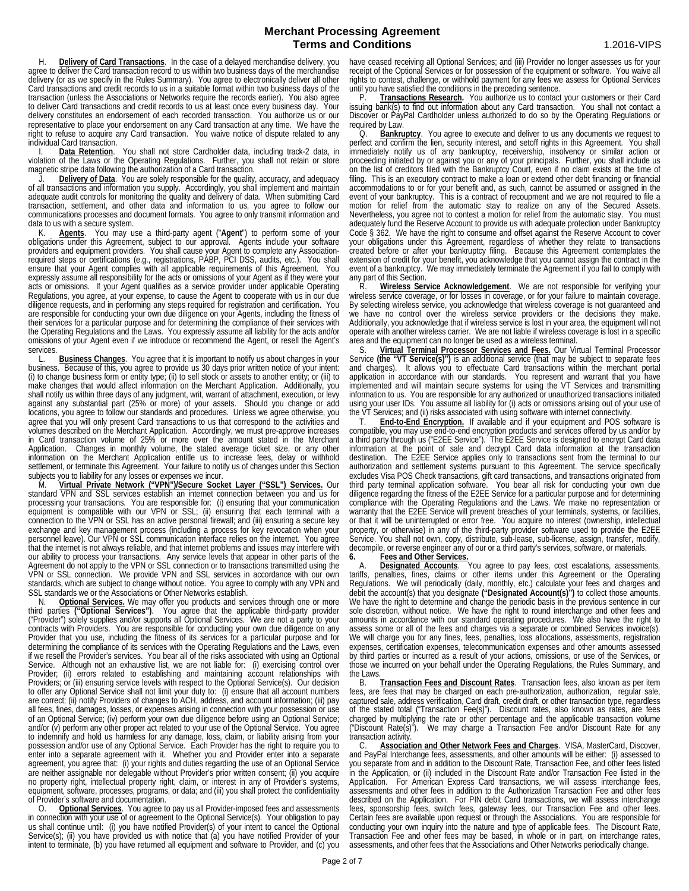H. **Delivery of Card Transactions**. In the case of a delayed merchandise delivery, you agree to deliver the Card transaction record to us within two business days of the merchandise delivery (or as we specify in the Rules Summary). You agree to electronically deliver all other Card transactions and credit records to us in a suitable format within two business days of the transaction (unless the Associations or Networks require the records earlier). You also agree to deliver Card transactions and credit records to us at least once every business day. Your delivery constitutes an endorsement of each recorded transaction. You authorize us or our representative to place your endorsement on any Card transaction at any time. We have the right to refuse to acquire any Card transaction. You waive notice of dispute related to any individual Card transaction.

I. **Data Retention**. You shall not store Cardholder data, including track-2 data, in violation of the Laws or the Operating Regulations. Further, you shall not retain or store magnetic stripe data following the authorization of a Card transaction.

J. **Delivery of Data**. You are solely responsible for the quality, accuracy, and adequacy of all transactions and information you supply. Accordingly, you shall implement and maintain adequate audit controls for monitoring the quality and delivery of data. When submitting Card transaction, settlement, and other data and information to us, you agree to follow our communications processes and document formats. You agree to only transmit information and data to us with a secure system.

K. **Agents**. You may use a third-party agent ("**Agent**") to perform some of your obligations under this Agreement, subject to our approval. Agents include your software providers and equipment providers. You shall cause your Agent to complete any Association-required steps or certifications (e.g., registrations, PABP, PCI DSS, audits, etc.). You shall ensure that your Agent complies with all applicable requirements of this Agreement. You expressly assume all responsibility for the acts or omissions of your Agent as if they were your acts or omissions. If your Agent qualifies as a service provider under applicable Operating Regulations, you agree, at your expense, to cause the Agent to cooperate with us in our due diligence requests, and in performing any steps required for registration and certification. You are responsible for conducting your own due diligence on your Agents, including the fitness of their services for a particular purpose and for determining the compliance of their services with the Operating Regulations and the Laws. You expressly assume all liability for the acts and/or omissions of your Agent even if we introduce or recommend the Agent, or resell the Agent's services.

L. **Business Changes**. You agree that it is important to notify us about changes in your business. Because of this, you agree to provide us 30 days prior written notice of your intent: (i) to change business form or entity type; (ii) to sell stock or assets to another entity; or (iii) to make changes that would affect information on the Merchant Application. Additionally, you shall notify us within three days of any judgment, writ, warrant of attachment, execution, or levy against any substantial part (25% or more) of your assets. Should you change or add locations, you agree to follow our standards and procedures. Unless we agree otherwise, you agree that you will only present Card transactions to us that correspond to the activities and volumes described on the Merchant Application. Accordingly, we must pre-approve increases in Card transaction volume of 25% or more over the amount stated in the Merchant Application. Changes in monthly volume, the stated average ticket size, or any other information on the Merchant Application entitle us to increase fees, delay or withhold settlement, or terminate this Agreement. Your failure to notify us of changes under this Section subjects you to liability for any losses or expenses we incur.

M. **Virtual Private Network ("VPN")/Secure Socket Layer ("SSL") Services.** Our standard VPN and SSL services establish an internet connection between you and us for processing your transactions. You are responsible for: (i) ensuring that your communication equipment is compatible with our VPN or SSL; (ii) ensuring that each terminal with a connection to the VPN or SSL has an active personal firewall; and (iii) ensuring a secure key exchange and key management process (including a process for key revocation when your personnel leave). Our VPN or SSL communication interface relies on the internet. You agree that the internet is not always reliable, and that internet problems and issues may interfere with our ability to process your transactions. Any service levels that appear in other parts of the Agreement do not apply to the VPN or SSL connection or to transactions transmitted using the VPN or SSL connection. We provide VPN and SSL services in accordance with our own standards, which are subject to change without notice. You agree to comply with any VPN and SSL standards we or the Associations or Other Networks establish.

N. **Optional Services.** We may offer you products and services through one or more third parties **("Optional Services")**. You agree that the applicable third-party provider ("Provider") solely supplies and/or supports all Optional Services. We are not a party to your contracts with Providers. You are responsible for conducting your own due diligence on any Provider that you use, including the fitness of its services for a particular purpose and for determining the compliance of its services with the Operating Regulations and the Laws, even if we resell the Provider's services. You bear all of the risks associated with using an Optional Service. Although not an exhaustive list, we are not liable for: (i) exercising control over Provider; (ii) errors related to establishing and maintaining account relationships with Providers; or (iii) ensuring service levels with respect to the Optional Service(s). Our decision to offer any Optional Service shall not limit your duty to: (i) ensure that all account numbers are correct; (ii) notify Providers of changes to ACH, address, and account information; (iii) pay all fees, fines, damages, losses, or expenses arising in connection with your possession or use of an Optional Service; (iv) perform your own due diligence before using an Optional Service; and/or (v) perform any other proper act related to your use of the Optional Service. You agree to indemnify and hold us harmless for any damage, loss, claim, or liability arising from your possession and/or use of any Optional Service. Each Provider has the right to require you to enter into a separate agreement with it. Whether you and Provider enter into a separate agreement, you agree that: (i) your rights and duties regarding the use of an Optional Service are neither assignable nor delegable without Provider's prior written consent; (ii) you acquire no property right, intellectual property right, claim, or interest in any of Provider's systems, equipment, software, processes, programs, or data; and (iii) you shall protect the confidentiality of Provider's software and documentation.

O. **Optional Services**. You agree to pay us all Provider-imposed fees and assessments in connection with your use of or agreement to the Optional Service(s). Your obligation to pay us shall continue until: (i) you have notified Provider(s) of your intent to cancel the Optional Service(s); (ii) you have provided us with notice that (a) you have notified Provider of your intent to terminate, (b) you have returned all equipment and software to Provider, and (c) you have ceased receiving all Optional Services; and (iii) Provider no longer assesses us for your receipt of the Optional Services or for possession of the equipment or software. You waive all rights to contest, challenge, or withhold payment for any fees we assess for Optional Services until you have satisfied the conditions in the preceding sentence.

P. **Transactions Research.** You authorize us to contact your customers or their Card issuing bank(s) to find out information about any Card transaction. You shall not contact a Discover or PayPal Cardholder unless authorized to do so by the Operating Regulations or required by Law.

Q. **Bankruptcy**. You agree to execute and deliver to us any documents we request to perfect and confirm the lien, security interest, and setoff rights in this Agreement. You shall immediately notify us of any bankruptcy, receivership, insolvency or similar action or proceeding initiated by or against you or any of your principals. Further, you shall include us on the list of creditors filed with the Bankruptcy Court, even if no claim exists at the time of filing. This is an executory contract to make a loan or extend other debt financing or financial accommodations to or for your benefit and, as such, cannot be assumed or assigned in the event of your bankruptcy. This is a contract of recoupment and we are not required to file a motion for relief from the automatic stay to realize on any of the Secured Assets. Nevertheless, you agree not to contest a motion for relief from the automatic stay. You must adequately fund the Reserve Account to provide us with adequate protection under Bankruptcy Code § 362. We have the right to consume and offset against the Reserve Account to cover your obligations under this Agreement, regardless of whether they relate to transactions created before or after your bankruptcy filing. Because this Agreement contemplates the extension of credit for your benefit, you acknowledge that you cannot assign the contract in the event of a bankruptcy. We may immediately terminate the Agreement if you fail to comply with any part of this Section.

R. **Wireless Service Acknowledgement**. We are not responsible for verifying your wireless service coverage, or for losses in coverage, or for your failure to maintain coverage. By selecting wireless service, you acknowledge that wireless coverage is not guaranteed and we have no control over the wireless service providers or the decisions they make. Additionally, you acknowledge that if wireless service is lost in your area, the equipment will not operate with another wireless carrier. We are not liable if wireless coverage is lost in a specific area and the equipment can no longer be used as a wireless terminal.

S. **Virtual Terminal Processor Services and Fees.** Our Virtual Terminal Processor Service **(the "VT Service(s)")** is an additional service (that may be subject to separate fees and charges). It allows you to effectuate Card transactions within the merchant portal application in accordance with our standards. You represent and warrant that you have implemented and will maintain secure systems for using the VT Services and transmitting information to us. You are responsible for any authorized or unauthorized transactions initiated using your user IDs. You assume all liability for (i) acts or omissions arising out of your use of the VT Services; and (ii) risks associated with using software with internet connectivity.

T. **End-to-End Encryption.** If available and if your equipment and POS software is compatible, you may use end-to-end encryption products and services offered by us and/or by a third party through us ("E2EE Service"). The E2EE Service is designed to encrypt Card data information at the point of sale and decrypt Card data information at the transaction destination. The E2EE Service applies only to transactions sent from the terminal to our authorization and settlement systems pursuant to this Agreement. The service specifically excludes Visa POS Check transactions, gift card transactions, and transactions originated from third party terminal application software. You bear all risk for conducting your own due diligence regarding the fitness of the E2EE Service for a particular purpose and for determining compliance with the Operating Regulations and the Laws. We make no representation or warranty that the E2EE Service will prevent breaches of your terminals, systems, or facilities, or that it will be uninterrupted or error free. You acquire no interest (ownership, intellectual property, or otherwise) in any of the third-party provider software used to provide the E2EE Service. You shall not own, copy, distribute, sub-lease, sub-license, assign, transfer, modify, decompile, or reverse engineer any of our or a third party's services, software, or materials.

## 6. Fees and Other Services.

A. **Designated Accounts**. You agree to pay fees, cost escalations, assessments, tariffs, penalties, fines, claims or other items under this Agreement or the Operating Regulations. We will periodically (daily, monthly, etc.) calculate your fees and charges and debit the account(s) that you designate **("Designated Account(s)")** to collect those amounts. We have the right to determine and change the periodic basis in the previous sentence in our sole discretion, without notice. We have the right to round interchange and other fees and amounts in accordance with our standard operating procedures. We also have the right to assess some or all of the fees and charges via a separate or combined Services invoice(s). We will charge you for any fines, fees, penalties, loss allocations, assessments, registration expenses, certification expenses, telecommunication expenses and other amounts assessed by third parties or incurred as a result of your actions, omissions, or use of the Services, or those we incurred on your behalf under the Operating Regulations, the Rules Summary, and the Laws.

B. **Transaction Fees and Discount Rates**. Transaction fees, also known as per item fees, are fees that may be charged on each pre-authorization, authorization, regular sale, captured sale, address verification, Card draft, credit draft, or other transaction type, regardless of the stated total ("Transaction Fee(s)"). Discount rates, also known as rates, are fees charged by multiplying the rate or other percentage and the applicable transaction volume ("Discount Rate(s)"). We may charge a Transaction Fee and/or Discount Rate for any transaction activity.

C. **Association and Other Network Fees and Charges**. VISA, MasterCard, Discover, and PayPal Interchange fees, assessments, and other amounts will be either: (i) assessed to you separate from and in addition to the Discount Rate, Transaction Fee, and other fees listed in the Application, or (ii) included in the Discount Rate and/or Transaction Fee listed in the Application. For American Express Card transactions, we will assess interchange fees, assessments and other fees in addition to the Authorization Transaction Fee and other fees described on the Application. For PIN debit Card transactions, we will assess interchange fees, sponsorship fees, switch fees, gateway fees, our Transaction Fee and other fees. Certain fees are available upon request or through the Associations. You are responsible for conducting your own inquiry into the nature and type of applicable fees. The Discount Rate, Transaction Fee and other fees may be based, in whole or in part, on interchange rates, assessments, and other fees that the Associations and Other Networks periodically change.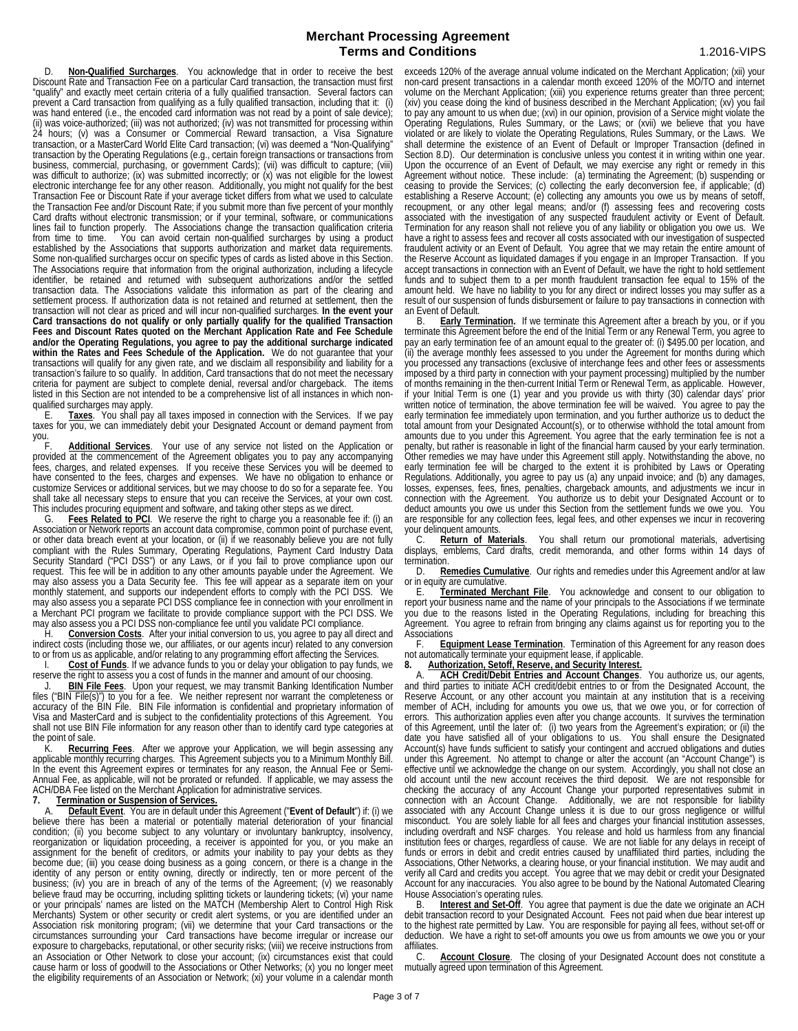D. **Non-Qualified Surcharges**. You acknowledge that in order to receive the best Discount Rate and Transaction Fee on a particular Card transaction, the transaction must first "qualify" and exactly meet certain criteria of a fully qualified transaction. Several factors can prevent a Card transaction from qualifying as a fully qualified transaction, including that it: (i) was hand entered (i.e., the encoded card information was not read by a point of sale device); (ii) was voice-authorized; (iii) was not authorized; (iv) was not transmitted for processing within 24 hours; (v) was a Consumer or Commercial Reward transaction, a Visa Signature transaction, or a MasterCard World Elite Card transaction; (vi) was deemed a "Non-Qualifying" transaction by the Operating Regulations (e.g., certain foreign transactions or transactions from business, commercial, purchasing, or government Cards); (vii) was difficult to capture; (viii) was difficult to authorize; (ix) was submitted incorrectly; or (x) was not eligible for the lowest electronic interchange fee for any other reason. Additionally, you might not qualify for the best Transaction Fee or Discount Rate if your average ticket differs from what we used to calculate the Transaction Fee and/or Discount Rate; if you submit more than five percent of your monthly Card drafts without electronic transmission; or if your terminal, software, or communications lines fail to function properly. The Associations change the transaction qualification criteria from time to time. You can avoid certain non-qualified surcharges by using a product established by the Associations that supports authorization and market data requirements. Some non-qualified surcharges occur on specific types of cards as listed above in this Section. The Associations require that information from the original authorization, including a lifecycle identifier, be retained and returned with subsequent authorizations and/or the settled transaction data. The Associations validate this information as part of the clearing and settlement process. If authorization data is not retained and returned at settlement, then the transaction will not clear as priced and will incur non-qualified surcharges. **In the event your Card transactions do not qualify or only partially qualify for the qualified Transaction Fees and Discount Rates quoted on the Merchant Application Rate and Fee Schedule and/or the Operating Regulations, you agree to pay the additional surcharge indicated within the Rates and Fees Schedule of the Application.** We do not guarantee that your transactions will qualify for any given rate, and we disclaim all responsibility and liability for a transaction's failure to so qualify. In addition, Card transactions that do not meet the necessary criteria for payment are subject to complete denial, reversal and/or chargeback. The items listed in this Section are not intended to be a comprehensive list of all instances in which non-qualified surcharges may apply.

E. **Taxes**. You shall pay all taxes imposed in connection with the Services. If we pay taxes for you, we can immediately debit your Designated Account or demand payment from you.

F. **Additional Services**. Your use of any service not listed on the Application or provided at the commencement of the Agreement obligates you to pay any accompanying fees, charges, and related expenses. If you receive these Services you will be deemed to have consented to the fees, charges and expenses. We have no obligation to enhance or customize Services or additional services, but we may choose to do so for a separate fee. You shall take all necessary steps to ensure that you can receive the Services, at your own cost. This includes procuring equipment and software, and taking other steps as we direct.

G. **Fees Related to PCI**. We reserve the right to charge you a reasonable fee if: (i) an Association or Network reports an account data compromise, common point of purchase event, or other data breach event at your location, or (ii) if we reasonably believe you are not fully compliant with the Rules Summary, Operating Regulations, Payment Card Industry Data Security Standard ("PCI DSS") or any Laws, or if you fail to prove compliance upon our request. This fee will be in addition to any other amounts payable under the Agreement. We may also assess you a Data Security fee. This fee will appear as a separate item on your monthly statement, and supports our independent efforts to comply with the PCI DSS. We may also assess you a separate PCI DSS compliance fee in connection with your enrollment in a Merchant PCI program we facilitate to provide compliance support with the PCI DSS. We may also assess you a PCI DSS non-compliance fee until you validate PCI compliance.

H. **Conversion Costs**. After your initial conversion to us, you agree to pay all direct and indirect costs (including those we, our affiliates, or our agents incur) related to any conversion to or from us as applicable, and/or relating to any programming effort affecting the Services.

I. **Cost of Funds**. If we advance funds to you or delay your obligation to pay funds, we reserve the right to assess you a cost of funds in the manner and amount of our choosing.

J. **BIN File Fees**. Upon your request, we may transmit Banking Identification Number files ("BIN File(s)") to you for a fee. We neither represent nor warrant the completeness or accuracy of the BIN File. BIN File information is confidential and proprietary information of Visa and MasterCard and is subject to the confidentiality protections of this Agreement. You shall not use BIN File information for any reason other than to identify card type categories at the point of sale.

K. **Recurring Fees**. After we approve your Application, we will begin assessing any applicable monthly recurring charges. This Agreement subjects you to a Minimum Monthly Bill. In the event this Agreement expires or terminates for any reason, the Annual Fee or Semi-Annual Fee, as applicable, will not be prorated or refunded. If applicable, we may assess the ACH/DBA Fee listed on the Merchant Application for administrative services.

**7. Termination or Suspension of Services.**

A. **Default Event**. You are in default under this Agreement ("**Event of Default**") if: (i) we believe there has been a material or potentially material deterioration of your financial condition; (ii) you become subject to any voluntary or involuntary bankruptcy, insolvency, reorganization or liquidation proceeding, a receiver is appointed for you, or you make an assignment for the benefit of creditors, or admits your inability to pay your debts as they become due; (iii) you cease doing business as a going concern, or there is a change in the identity of any person or entity owning, directly or indirectly, ten or more percent of the business; (iv) you are in breach of any of the terms of the Agreement; (v) we reasonably believe fraud may be occurring, including splitting tickets or laundering tickets; (vi) your name or your principals' names are listed on the MATCH (Membership Alert to Control High Risk Merchants) System or other security or credit alert systems, or you are identified under an Association risk monitoring program; (vii) we determine that your Card transactions or the circumstances surrounding your Card transactions have become irregular or increase our exposure to chargebacks, reputational, or other security risks; (viii) we receive instructions from an Association or Other Network to close your account; (ix) circumstances exist that could cause harm or loss of goodwill to the Associations or Other Networks; (x) you no longer meet the eligibility requirements of an Association or Network; (xi) your volume in a calendar month exceeds 120% of the average annual volume indicated on the Merchant Application; (xii) your non-card present transactions in a calendar month exceed 120% of the MO/TO and internet volume on the Merchant Application; (xiii) you experience returns greater than three percent; (xiv) you cease doing the kind of business described in the Merchant Application; (xv) you fail to pay any amount to us when due; (xvi) in our opinion, provision of a Service might violate the Operating Regulations, Rules Summary, or the Laws; or (xvii) we believe that you have violated or are likely to violate the Operating Regulations, Rules Summary, or the Laws. We shall determine the existence of an Event of Default or Improper Transaction (defined in Section 8.D). Our determination is conclusive unless you contest it in writing within one year. Upon the occurrence of an Event of Default, we may exercise any right or remedy in this Agreement without notice. These include: (a) terminating the Agreement; (b) suspending or ceasing to provide the Services; (c) collecting the early deconversion fee, if applicable; (d) establishing a Reserve Account; (e) collecting any amounts you owe us by means of setoff, recoupment, or any other legal means; and/or (f) assessing fees and recovering costs associated with the investigation of any suspected fraudulent activity or Event of Default. Termination for any reason shall not relieve you of any liability or obligation you owe us. We have a right to assess fees and recover all costs associated with our investigation of suspected fraudulent activity or an Event of Default. You agree that we may retain the entire amount of the Reserve Account as liquidated damages if you engage in an Improper Transaction. If you accept transactions in connection with an Event of Default, we have the right to hold settlement funds and to subject them to a per month fraudulent transaction fee equal to 15% of the amount held. We have no liability to you for any direct or indirect losses you may suffer as a result of our suspension of funds disbursement or failure to pay transactions in connection with an Event of Default.

B. **Early Termination.** If we terminate this Agreement after a breach by you, or if you terminate this Agreement before the end of the Initial Term or any Renewal Term, you agree to pay an early termination fee of an amount equal to the greater of: (i) $495.00 per location, and (ii) the average monthly fees assessed to you under the Agreement for months during which you processed any transactions (exclusive of interchange fees and other fees or assessments imposed by a third party in connection with your payment processing) multiplied by the number of months remaining in the then-current Initial Term or Renewal Term, as applicable. However, if your Initial Term is one (1) year and you provide us with thirty (30) calendar days' prior written notice of termination, the above termination fee will be waived. You agree to pay the early termination fee immediately upon termination, and you further authorize us to deduct the total amount from your Designated Account(s), or to otherwise withhold the total amount from amounts due to you under this Agreement. You agree that the early termination fee is not a penalty, but rather is reasonable in light of the financial harm caused by your early termination. Other remedies we may have under this Agreement still apply. Notwithstanding the above, no early termination fee will be charged to the extent it is prohibited by Laws or Operating Regulations. Additionally, you agree to pay us (a) any unpaid invoice; and (b) any damages, losses, expenses, fees, fines, penalties, chargeback amounts, and adjustments we incur in connection with the Agreement. You authorize us to debit your Designated Account or to deduct amounts you owe us under this Section from the settlement funds we owe you. You are responsible for any collection fees, legal fees, and other expenses we incur in recovering your delinquent amounts.

C. **Return of Materials**. You shall return our promotional materials, advertising displays, emblems, Card drafts, credit memoranda, and other forms within 14 days of termination.

D. **Remedies Cumulative**. Our rights and remedies under this Agreement and/or at law or in equity are cumulative.

E. **Terminated Merchant File**. You acknowledge and consent to our obligation to report your business name and the name of your principals to the Associations if we terminate you due to the reasons listed in the Operating Regulations, including for breaching this Agreement. You agree to refrain from bringing any claims against us for reporting you to the Associations

F. **Equipment Lease Termination**. Termination of this Agreement for any reason does not automatically terminate your equipment lease, if applicable.

**8. Authorization, Setoff, Reserve, and Security Interest.**

A. **ACH Credit/Debit Entries and Account Changes**. You authorize us, our agents, and third parties to initiate ACH credit/debit entries to or from the Designated Account, the Reserve Account, or any other account you maintain at any institution that is a receiving member of ACH, including for amounts you owe us, that we owe you, or for correction of errors. This authorization applies even after you change accounts. It survives the termination of this Agreement, until the later of: (i) two years from the Agreement's expiration; or (ii) the date you have satisfied all of your obligations to us. You shall ensure the Designated Account(s) have funds sufficient to satisfy your contingent and accrued obligations and duties under this Agreement. No attempt to change or alter the account (an "Account Change") is effective until we acknowledge the change on our system. Accordingly, you shall not close an old account until the new account receives the third deposit. We are not responsible for checking the accuracy of any Account Change your purported representatives submit in connection with an Account Change. Additionally, we are not responsible for liability associated with any Account Change unless it is due to our gross negligence or willful misconduct. You are solely liable for all fees and charges your financial institution assesses, including overdraft and NSF charges. You release and hold us harmless from any financial institution fees or charges, regardless of cause. We are not liable for any delays in receipt of funds or errors in debit and credit entries caused by unaffiliated third parties, including the Associations, Other Networks, a clearing house, or your financial institution. We may audit and verify all Card and credits you accept. You agree that we may debit or credit your Designated Account for any inaccuracies. You also agree to be bound by the National Automated Clearing House Association's operating rules.

B. **Interest and Set-Off**. You agree that payment is due the date we originate an ACH debit transaction record to your Designated Account. Fees not paid when due bear interest up to the highest rate permitted by Law. You are responsible for paying all fees, without set-off or deduction. We have a right to set-off amounts you owe us from amounts we owe you or your affiliates.

C. **Account Closure**. The closing of your Designated Account does not constitute a mutually agreed upon termination of this Agreement.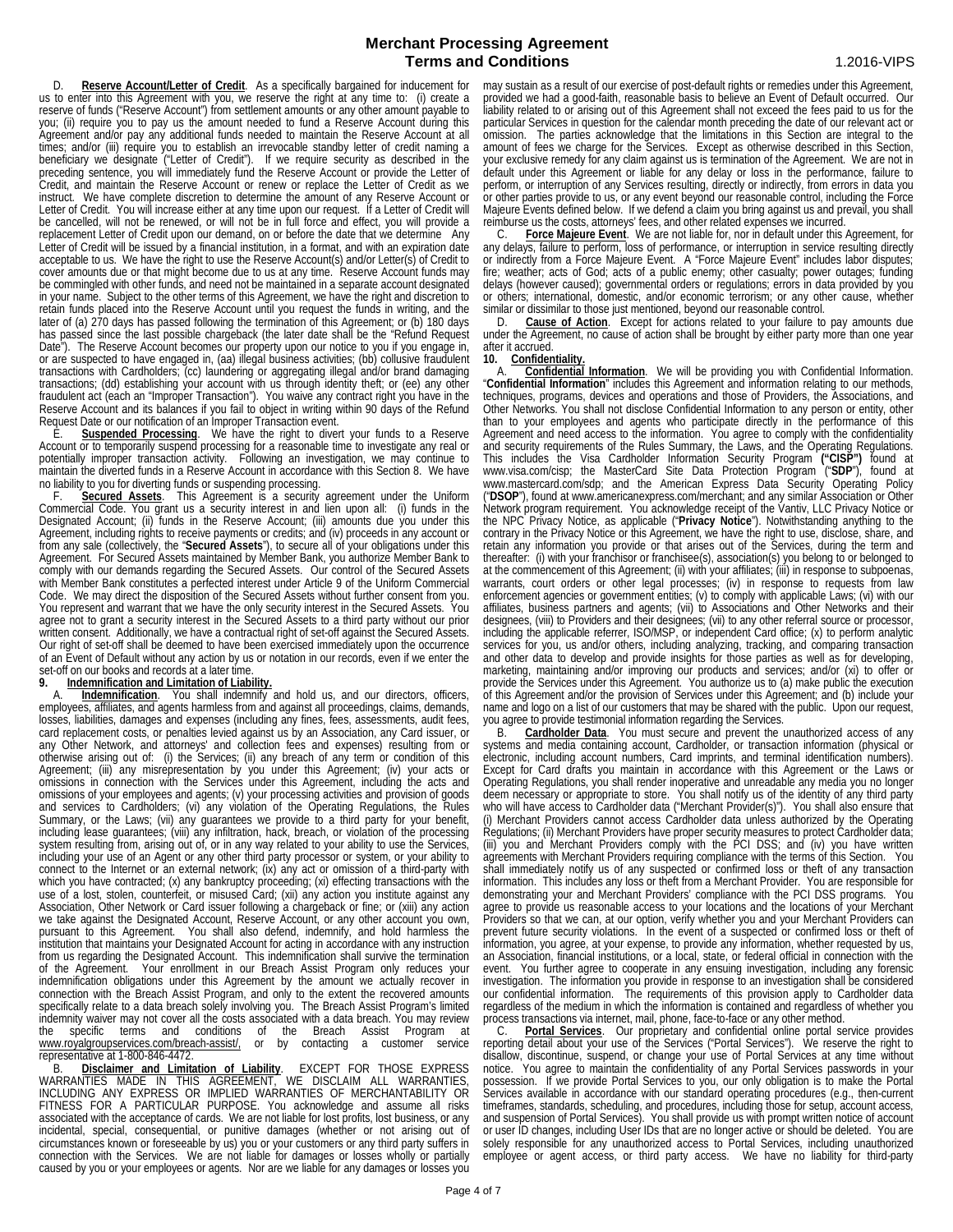# Merchant Processing Agreement
## Terms and Conditions

1.2016-VIPS

D. **Reserve Account/Letter of Credit**. As a specifically bargained for inducement for us to enter into this Agreement with you, we reserve the right at any time to: (i) create a reserve of funds ("Reserve Account") from settlement amounts or any other amount payable to you; (ii) require you to pay us the amount needed to fund a Reserve Account during this Agreement and/or pay any additional funds needed to maintain the Reserve Account at all times; and/or (iii) require you to establish an irrevocable standby letter of credit naming a beneficiary we designate ("Letter of Credit"). If we require security as described in the preceding sentence, you will immediately fund the Reserve Account or provide the Letter of Credit, and maintain the Reserve Account or renew or replace the Letter of Credit as we instruct. We have complete discretion to determine the amount of any Reserve Account or Letter of Credit. You will increase either at any time upon our request. If a Letter of Credit will be cancelled, will not be renewed, or will not be in full force and effect, you will provide a replacement Letter of Credit upon our demand, on or before the date that we determine Any Letter of Credit will be issued by a financial institution, in a format, and with an expiration date acceptable to us. We have the right to use the Reserve Account(s) and/or Letter(s) of Credit to cover amounts due or that might become due to us at any time. Reserve Account funds may be commingled with other funds, and need not be maintained in a separate account designated in your name. Subject to the other terms of this Agreement, we have the right and discretion to retain funds placed into the Reserve Account until you request the funds in writing, and the later of (a) 270 days has passed following the termination of this Agreement; or (b) 180 days has passed since the last possible chargeback (the later date shall be the "Refund Request Date"). The Reserve Account becomes our property upon our notice to you if you engage in, or are suspected to have engaged in, (aa) illegal business activities; (bb) collusive fraudulent transactions with Cardholders; (cc) laundering or aggregating illegal and/or brand damaging transactions; (dd) establishing your account with us through identity theft; or (ee) any other fraudulent act (each an "Improper Transaction"). You waive any contract right you have in the Reserve Account and its balances if you fail to object in writing within 90 days of the Refund Request Date or our notification of an Improper Transaction event.

E. **Suspended Processing**. We have the right to divert your funds to a Reserve Account or to temporarily suspend processing for a reasonable time to investigate any real or potentially improper transaction activity. Following an investigation, we may continue to maintain the diverted funds in a Reserve Account in accordance with this Section 8. We have no liability to you for diverting funds or suspending processing.

F. **Secured Assets**. This Agreement is a security agreement under the Uniform Commercial Code. You grant us a security interest in and lien upon all: (i) funds in the Designated Account; (ii) funds in the Reserve Account; (iii) amounts due you under this Agreement, including rights to receive payments or credits; and (iv) proceeds in any account or from any sale (collectively, the "**Secured Assets**"), to secure all of your obligations under this Agreement. For Secured Assets maintained by Member Bank, you authorize Member Bank to comply with our demands regarding the Secured Assets. Our control of the Secured Assets with Member Bank constitutes a perfected interest under Article 9 of the Uniform Commercial Code. We may direct the disposition of the Secured Assets without further consent from you. You represent and warrant that we have the only security interest in the Secured Assets. You agree not to grant a security interest in the Secured Assets to a third party without our prior written consent. Additionally, we have a contractual right of set-off against the Secured Assets. Our right of set-off shall be deemed to have been exercised immediately upon the occurrence of an Event of Default without any action by us or notation in our records, even if we enter the set-off on our books and records at a later time.

### 9. Indemnification and Limitation of Liability.

A. **Indemnification**. You shall indemnify and hold us, and our directors, officers, employees, affiliates, and agents harmless from and against all proceedings, claims, demands, losses, liabilities, damages and expenses (including any fines, fees, assessments, audit fees, card replacement costs, or penalties levied against us by an Association, any Card issuer, or any Other Network, and attorneys' and collection fees and expenses) resulting from or otherwise arising out of: (i) the Services; (ii) any breach of any term or condition of this Agreement; (iii) any misrepresentation by you under this Agreement; (iv) your acts or omissions in connection with the Services under this Agreement, including the acts and omissions of your employees and agents; (v) your processing activities and provision of goods and services to Cardholders; (vi) any violation of the Operating Regulations, the Rules Summary, or the Laws; (vii) any guarantees we provide to a third party for your benefit, including lease guarantees; (viii) any infiltration, hack, breach, or violation of the processing system resulting from, arising out of, or in any way related to your ability to use the Services, including your use of an Agent or any other third party processor or system, or your ability to connect to the Internet or an external network; (ix) any act or omission of a third-party with which you have contracted; (x) any bankruptcy proceeding; (xi) effecting transactions with the use of a lost, stolen, counterfeit, or misused Card; (xii) any action you institute against any Association, Other Network or Card issuer following a chargeback or fine; or (xiii) any action we take against the Designated Account, Reserve Account, or any other account you own, pursuant to this Agreement. You shall also defend, indemnify, and hold harmless the institution that maintains your Designated Account for acting in accordance with any instruction from us regarding the Designated Account. This indemnification shall survive the termination of the Agreement. Your enrollment in our Breach Assist Program only reduces your indemnification obligations under this Agreement by the amount we actually recover in connection with the Breach Assist Program, and only to the extent the recovered amounts specifically relate to a data breach solely involving you. The Breach Assist Program's limited indemnity waiver may not cover all the costs associated with a data breach. You may review the specific terms and conditions of the Breach Assist Program at www.royalgroupservices.com/breach-assist/, or by contacting a customer service representative at 1-800-846-4472.

B. **Disclaimer and Limitation of Liability**. EXCEPT FOR THOSE EXPRESS WARRANTIES MADE IN THIS AGREEMENT, WE DISCLAIM ALL WARRANTIES, INCLUDING ANY EXPRESS OR IMPLIED WARRANTIES OF MERCHANTABILITY OR FITNESS FOR A PARTICULAR PURPOSE. You acknowledge and assume all risks associated with the acceptance of cards. We are not liable for lost profits, lost business, or any incidental, special, consequential, or punitive damages (whether or not arising out of circumstances known or foreseeable by us) you or your customers or any third party suffers in connection with the Services. We are not liable for damages or losses wholly or partially caused by you or your employees or agents. Nor are we liable for any damages or losses you may sustain as a result of our exercise of post-default rights or remedies under this Agreement, provided we had a good-faith, reasonable basis to believe an Event of Default occurred. Our liability related to or arising out of this Agreement shall not exceed the fees paid to us for the particular Services in question for the calendar month preceding the date of our relevant act or omission. The parties acknowledge that the limitations in this Section are integral to the amount of fees we charge for the Services. Except as otherwise described in this Section, your exclusive remedy for any claim against us is termination of the Agreement. We are not in default under this Agreement or liable for any delay or loss in the performance, failure to perform, or interruption of any Services resulting, directly or indirectly, from errors in data you or other parties provide to us, or any event beyond our reasonable control, including the Force Majeure Events defined below. If we defend a claim you bring against us and prevail, you shall reimburse us the costs, attorneys' fees, and other related expenses we incurred.

C. **Force Majeure Event**. We are not liable for, nor in default under this Agreement, for any delays, failure to perform, loss of performance, or interruption in service resulting directly or indirectly from a Force Majeure Event. A "Force Majeure Event" includes labor disputes; fire; weather; acts of God; acts of a public enemy; other casualty; power outages; funding delays (however caused); governmental orders or regulations; errors in data provided by you or others; international, domestic, and/or economic terrorism; or any other cause, whether similar or dissimilar to those just mentioned, beyond our reasonable control.

D. **Cause of Action**. Except for actions related to your failure to pay amounts due under the Agreement, no cause of action shall be brought by either party more than one year after it accrued.

### 10. Confidentiality.

A. **Confidential Information**. We will be providing you with Confidential Information. "**Confidential Information**" includes this Agreement and information relating to our methods, techniques, programs, devices and operations and those of Providers, the Associations, and Other Networks. You shall not disclose Confidential Information to any person or entity, other than to your employees and agents who participate directly in the performance of this Agreement and need access to the information. You agree to comply with the confidentiality and security requirements of the Rules Summary, the Laws, and the Operating Regulations. This includes the Visa Cardholder Information Security Program **("CISP")** found at www.visa.com/cisp; the MasterCard Site Data Protection Program ("**SDP**"), found at www.mastercard.com/sdp; and the American Express Data Security Operating Policy ("**DSOP**"), found at www.americanexpress.com/merchant; and any similar Association or Other Network program requirement. You acknowledge receipt of the Vantiv, LLC Privacy Notice or the NPC Privacy Notice, as applicable ("**Privacy Notice**"). Notwithstanding anything to the contrary in the Privacy Notice or this Agreement, we have the right to use, disclose, share, and retain any information you provide or that arises out of the Services, during the term and thereafter: (i) with your franchisor or franchisee(s), association(s) you belong to or belonged to at the commencement of this Agreement; (ii) with your affiliates; (iii) in response to subpoenas, warrants, court orders or other legal processes; (iv) in response to requests from law enforcement agencies or government entities; (v) to comply with applicable Laws; (vi) with our affiliates, business partners and agents; (vii) to Associations and Other Networks and their designees, (viii) to Providers and their designees; (vii) to any other referral source or processor, including the applicable referrer, ISO/MSP, or independent Card office; (x) to perform analytic services for you, us and/or others, including analyzing, tracking, and comparing transaction and other data to develop and provide insights for those parties as well as for developing, marketing, maintaining and/or improving our products and services; and/or (xi) to offer or provide the Services under this Agreement. You authorize us to (a) make public the execution of this Agreement and/or the provision of Services under this Agreement; and (b) include your name and logo on a list of our customers that may be shared with the public. Upon our request, you agree to provide testimonial information regarding the Services.

B. **Cardholder Data**. You must secure and prevent the unauthorized access of any systems and media containing account, Cardholder, or transaction information (physical or electronic, including account numbers, Card imprints, and terminal identification numbers). Except for Card drafts you maintain in accordance with this Agreement or the Laws or Operating Regulations, you shall render inoperative and unreadable any media you no longer deem necessary or appropriate to store. You shall notify us of the identity of any third party who will have access to Cardholder data ("Merchant Provider(s)"). You shall also ensure that (i) Merchant Providers cannot access Cardholder data unless authorized by the Operating Regulations; (ii) Merchant Providers have proper security measures to protect Cardholder data; (iii) you and Merchant Providers comply with the PCI DSS; and (iv) you have written agreements with Merchant Providers requiring compliance with the terms of this Section. You shall immediately notify us of any suspected or confirmed loss or theft of any transaction information. This includes any loss or theft from a Merchant Provider. You are responsible for demonstrating your and Merchant Providers' compliance with the PCI DSS programs. You agree to provide us reasonable access to your locations and the locations of your Merchant Providers so that we can, at our option, verify whether you and your Merchant Providers can prevent future security violations. In the event of a suspected or confirmed loss or theft of information, you agree, at your expense, to provide any information, whether requested by us, an Association, financial institutions, or a local, state, or federal official in connection with the event. You further agree to cooperate in any ensuing investigation, including any forensic investigation. The information you provide in response to an investigation shall be considered our confidential information. The requirements of this provision apply to Cardholder data regardless of the medium in which the information is contained and regardless of whether you process transactions via internet, mail, phone, face-to-face or any other method.

C. **Portal Services**. Our proprietary and confidential online portal service provides reporting detail about your use of the Services ("Portal Services"). We reserve the right to disallow, discontinue, suspend, or change your use of Portal Services at any time without notice. You agree to maintain the confidentiality of any Portal Services passwords in your possession. If we provide Portal Services to you, our only obligation is to make the Portal Services available in accordance with our standard operating procedures (e.g., then-current timeframes, standards, scheduling, and procedures, including those for setup, account access, and suspension of Portal Services). You shall provide us with prompt written notice of account or user ID changes, including User IDs that are no longer active or should be deleted. You are solely responsible for any unauthorized access to Portal Services, including unauthorized employee or agent access, or third party access. We have no liability for third-party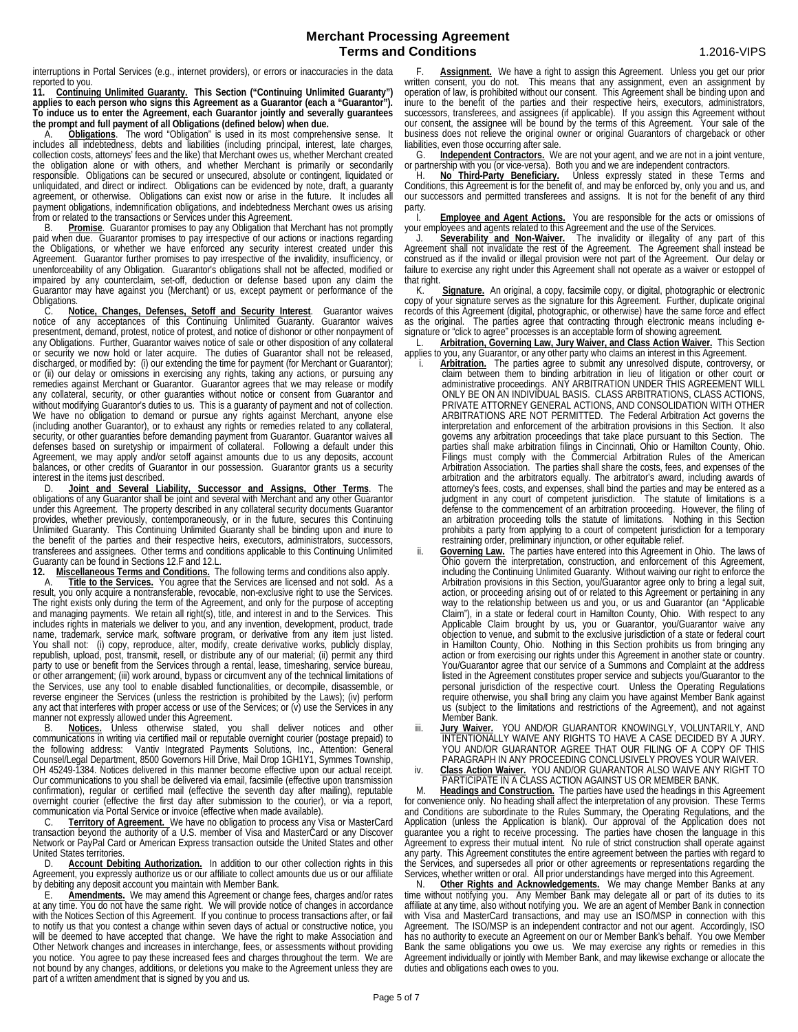interruptions in Portal Services (e.g., internet providers), or errors or inaccuracies in the data reported to you.

**11. Continuing Unlimited Guaranty. This Section ("Continuing Unlimited Guaranty") applies to each person who signs this Agreement as a Guarantor (each a "Guarantor"). To induce us to enter the Agreement, each Guarantor jointly and severally guarantees the prompt and full payment of all Obligations (defined below) when due.**

A. **Obligations**. The word "Obligation" is used in its most comprehensive sense. It includes all indebtedness, debts and liabilities (including principal, interest, late charges, collection costs, attorneys' fees and the like) that Merchant owes us, whether Merchant created the obligation alone or with others, and whether Merchant is primarily or secondarily responsible. Obligations can be secured or unsecured, absolute or contingent, liquidated or unliquidated, and direct or indirect. Obligations can be evidenced by note, draft, a guaranty agreement, or otherwise. Obligations can exist now or arise in the future. It includes all payment obligations, indemnification obligations, and indebtedness Merchant owes us arising from or related to the transactions or Services under this Agreement.

B. **Promise**. Guarantor promises to pay any Obligation that Merchant has not promptly paid when due. Guarantor promises to pay irrespective of our actions or inactions regarding the Obligations, or whether we have enforced any security interest created under this Agreement. Guarantor further promises to pay irrespective of the invalidity, insufficiency, or unenforceability of any Obligation. Guarantor's obligations shall not be affected, modified or impaired by any counterclaim, set-off, deduction or defense based upon any claim the Guarantor may have against you (Merchant) or us, except payment or performance of the Obligations.

C. **Notice, Changes, Defenses, Setoff and Security Interest**. Guarantor waives notice of any acceptances of this Continuing Unlimited Guaranty. Guarantor waives presentment, demand, protest, notice of protest, and notice of dishonor or other nonpayment of any Obligations. Further, Guarantor waives notice of sale or other disposition of any collateral or security we now hold or later acquire. The duties of Guarantor shall not be released, discharged, or modified by: (i) our extending the time for payment (for Merchant or Guarantor); or (ii) our delay or omissions in exercising any rights, taking any actions, or pursuing any remedies against Merchant or Guarantor. Guarantor agrees that we may release or modify any collateral, security, or other guaranties without notice or consent from Guarantor and without modifying Guarantor's duties to us. This is a guaranty of payment and not of collection. We have no obligation to demand or pursue any rights against Merchant, anyone else (including another Guarantor), or to exhaust any rights or remedies related to any collateral, security, or other guaranties before demanding payment from Guarantor. Guarantor waives all defenses based on suretyship or impairment of collateral. Following a default under this Agreement, we may apply and/or setoff against amounts due to us any deposits, account balances, or other credits of Guarantor in our possession. Guarantor grants us a security interest in the items just described.

D. **Joint and Several Liability, Successor and Assigns, Other Terms**. The obligations of any Guarantor shall be joint and several with Merchant and any other Guarantor under this Agreement. The property described in any collateral security documents Guarantor provides, whether previously, contemporaneously, or in the future, secures this Continuing Unlimited Guaranty. This Continuing Unlimited Guaranty shall be binding upon and inure to the benefit of the parties and their respective heirs, executors, administrators, successors, transferees and assignees. Other terms and conditions applicable to this Continuing Unlimited Guaranty can be found in Sections 12.F and 12.L.

**12. Miscellaneous Terms and Conditions.** The following terms and conditions also apply.

A. **Title to the Services.** You agree that the Services are licensed and not sold. As a result, you only acquire a nontransferable, revocable, non-exclusive right to use the Services. The right exists only during the term of the Agreement, and only for the purpose of accepting and managing payments. We retain all right(s), title, and interest in and to the Services. This includes rights in materials we deliver to you, and any invention, development, product, trade name, trademark, service mark, software program, or derivative from any item just listed. You shall not: (i) copy, reproduce, alter, modify, create derivative works, publicly display, republish, upload, post, transmit, resell, or distribute any of our material; (ii) permit any third party to use or benefit from the Services through a rental, lease, timesharing, service bureau, or other arrangement; (iii) work around, bypass or circumvent any of the technical limitations of the Services, use any tool to enable disabled functionalities, or decompile, disassemble, or reverse engineer the Services (unless the restriction is prohibited by the Laws); (iv) perform any act that interferes with proper access or use of the Services; or (v) use the Services in any manner not expressly allowed under this Agreement.

B. **Notices.** Unless otherwise stated, you shall deliver notices and other communications in writing via certified mail or reputable overnight courier (postage prepaid) to the following address: Vantiv Integrated Payments Solutions, Inc., Attention: General Counsel/Legal Department, 8500 Governors Hill Drive, Mail Drop 1GH1Y1, Symmes Township, OH 45249-1384. Notices delivered in this manner become effective upon our actual receipt. Our communications to you shall be delivered via email, facsimile (effective upon transmission confirmation), regular or certified mail (effective the seventh day after mailing), reputable overnight courier (effective the first day after submission to the courier), or via a report, communication via Portal Service or invoice (effective when made available).

C. **Territory of Agreement.** We have no obligation to process any Visa or MasterCard transaction beyond the authority of a U.S. member of Visa and MasterCard or any Discover Network or PayPal Card or American Express transaction outside the United States and other United States territories.

D. **Account Debiting Authorization.** In addition to our other collection rights in this Agreement, you expressly authorize us or our affiliate to collect amounts due us or our affiliate by debiting any deposit account you maintain with Member Bank.

E. **Amendments.** We may amend this Agreement or change fees, charges and/or rates at any time. You do not have the same right. We will provide notice of changes in accordance with the Notices Section of this Agreement. If you continue to process transactions after, or fail to notify us that you contest a change within seven days of actual or constructive notice, you will be deemed to have accepted that change. We have the right to make Association and Other Network changes and increases in interchange, fees, or assessments without providing you notice. You agree to pay these increased fees and charges throughout the term. We are not bound by any changes, additions, or deletions you make to the Agreement unless they are part of a written amendment that is signed by you and us.

F. **Assignment.** We have a right to assign this Agreement. Unless you get our prior written consent, you do not. This means that any assignment, even an assignment by operation of law, is prohibited without our consent. This Agreement shall be binding upon and inure to the benefit of the parties and their respective heirs, executors, administrators, successors, transferees, and assignees (if applicable). If you assign this Agreement without our consent, the assignee will be bound by the terms of this Agreement. Your sale of the business does not relieve the original owner or original Guarantors of chargeback or other liabilities, even those occurring after sale.

G. **Independent Contractors.** We are not your agent, and we are not in a joint venture, or partnership with you (or vice-versa). Both you and we are independent contractors.

H. **No Third-Party Beneficiary.** Unless expressly stated in these Terms and Conditions, this Agreement is for the benefit of, and may be enforced by, only you and us, and our successors and permitted transferees and assigns. It is not for the benefit of any third party.

I. **Employee and Agent Actions.** You are responsible for the acts or omissions of your employees and agents related to this Agreement and the use of the Services.

J. **Severability and Non-Waiver.** The invalidity or illegality of any part of this Agreement shall not invalidate the rest of the Agreement. The Agreement shall instead be construed as if the invalid or illegal provision were not part of the Agreement. Our delay or failure to exercise any right under this Agreement shall not operate as a waiver or estoppel of that right.

K. **Signature.** An original, a copy, facsimile copy, or digital, photographic or electronic copy of your signature serves as the signature for this Agreement. Further, duplicate original records of this Agreement (digital, photographic, or otherwise) have the same force and effect as the original. The parties agree that contracting through electronic means including e-signature or "click to agree" processes is an acceptable form of showing agreement.

L. **Arbitration, Governing Law, Jury Waiver, and Class Action Waiver.** This Section applies to you, any Guarantor, or any other party who claims an interest in this Agreement.

i. **Arbitration.** The parties agree to submit any unresolved dispute, controversy, or claim between them to binding arbitration in lieu of litigation or other court or administrative proceedings. ANY ARBITRATION UNDER THIS AGREEMENT WILL ONLY BE ON AN INDIVIDUAL BASIS. CLASS ARBITRATIONS, CLASS ACTIONS, PRIVATE ATTORNEY GENERAL ACTIONS, AND CONSOLIDATION WITH OTHER ARBITRATIONS ARE NOT PERMITTED. The Federal Arbitration Act governs the interpretation and enforcement of the arbitration provisions in this Section. It also governs any arbitration proceedings that take place pursuant to this Section. The parties shall make arbitration filings in Cincinnati, Ohio or Hamilton County, Ohio. Filings must comply with the Commercial Arbitration Rules of the American Arbitration Association. The parties shall share the costs, fees, and expenses of the arbitration and the arbitrators equally. The arbitrator's award, including awards of attorney's fees, costs, and expenses, shall bind the parties and may be entered as a judgment in any court of competent jurisdiction. The statute of limitations is a defense to the commencement of an arbitration proceeding. However, the filing of an arbitration proceeding tolls the statute of limitations. Nothing in this Section prohibits a party from applying to a court of competent jurisdiction for a temporary restraining order, preliminary injunction, or other equitable relief.

ii. **Governing Law.** The parties have entered into this Agreement in Ohio. The laws of Ohio govern the interpretation, construction, and enforcement of this Agreement, including the Continuing Unlimited Guaranty. Without waiving our right to enforce the Arbitration provisions in this Section, you/Guarantor agree only to bring a legal suit, action, or proceeding arising out of or related to this Agreement or pertaining in any way to the relationship between us and you, or us and Guarantor (an "Applicable Claim"), in a state or federal court in Hamilton County, Ohio. With respect to any Applicable Claim brought by us, you or Guarantor, you/Guarantor waive any objection to venue, and submit to the exclusive jurisdiction of a state or federal court in Hamilton County, Ohio. Nothing in this Section prohibits us from bringing any action or from exercising our rights under this Agreement in another state or country. You/Guarantor agree that our service of a Summons and Complaint at the address listed in the Agreement constitutes proper service and subjects you/Guarantor to the personal jurisdiction of the respective court. Unless the Operating Regulations require otherwise, you shall bring any claim you have against Member Bank against us (subject to the limitations and restrictions of the Agreement), and not against Member Bank.

iii. **Jury Waiver.** YOU AND/OR GUARANTOR KNOWINGLY, VOLUNTARILY, AND INTENTIONALLY WAIVE ANY RIGHTS TO HAVE A CASE DECIDED BY A JURY. YOU AND/OR GUARANTOR AGREE THAT OUR FILING OF A COPY OF THIS PARAGRAPH IN ANY PROCEEDING CONCLUSIVELY PROVES YOUR WAIVER.

iv. **Class Action Waiver.** YOU AND/OR GUARANTOR ALSO WAIVE ANY RIGHT TO PARTICIPATE IN A CLASS ACTION AGAINST US OR MEMBER BANK.

M. **Headings and Construction.** The parties have used the headings in this Agreement for convenience only. No heading shall affect the interpretation of any provision. These Terms and Conditions are subordinate to the Rules Summary, the Operating Regulations, and the Application (unless the Application is blank). Our approval of the Application does not guarantee you a right to receive processing. The parties have chosen the language in this Agreement to express their mutual intent. No rule of strict construction shall operate against any party. This Agreement constitutes the entire agreement between the parties with regard to the Services, and supersedes all prior or other agreements or representations regarding the Services, whether written or oral. All prior understandings have merged into this Agreement.

N. **Other Rights and Acknowledgements.** We may change Member Banks at any time without notifying you. Any Member Bank may delegate all or part of its duties to its affiliate at any time, also without notifying you. We are an agent of Member Bank in connection with Visa and MasterCard transactions, and may use an ISO/MSP in connection with this Agreement. The ISO/MSP is an independent contractor and not our agent. Accordingly, ISO has no authority to execute an Agreement on our or Member Bank's behalf. You owe Member Bank the same obligations you owe us. We may exercise any rights or remedies in this Agreement individually or jointly with Member Bank, and may likewise exchange or allocate the duties and obligations each owes to you.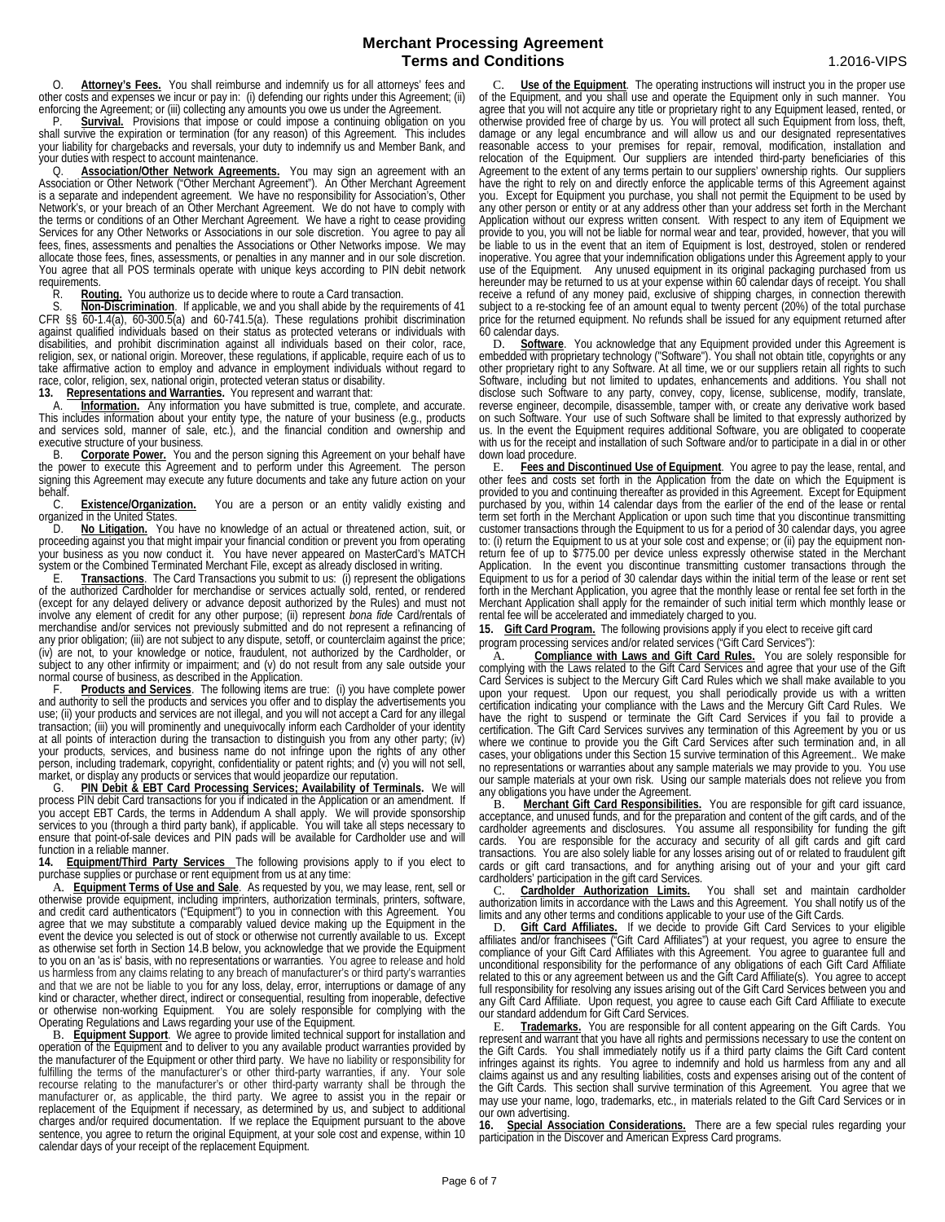# Merchant Processing Agreement
## Terms and Conditions

1.2016-VIPS

O. **Attorney's Fees.** You shall reimburse and indemnify us for all attorneys' fees and other costs and expenses we incur or pay in: (i) defending our rights under this Agreement; (ii) enforcing the Agreement; or (iii) collecting any amounts you owe us under the Agreement.

P. **Survival.** Provisions that impose or could impose a continuing obligation on you shall survive the expiration or termination (for any reason) of this Agreement. This includes your liability for chargebacks and reversals, your duty to indemnify us and Member Bank, and your duties with respect to account maintenance.

Q. **Association/Other Network Agreements.** You may sign an agreement with an Association or Other Network ("Other Merchant Agreement"). An Other Merchant Agreement is a separate and independent agreement. We have no responsibility for Association's, Other Network's, or your breach of an Other Merchant Agreement. We do not have to comply with the terms or conditions of an Other Merchant Agreement. We have a right to cease providing Services for any Other Networks or Associations in our sole discretion. You agree to pay all fees, fines, assessments and penalties the Associations or Other Networks impose. We may allocate those fees, fines, assessments, or penalties in any manner and in our sole discretion. You agree that all POS terminals operate with unique keys according to PIN debit network requirements.

R. **Routing.** You authorize us to decide where to route a Card transaction.

S. **Non-Discrimination**. If applicable, we and you shall abide by the requirements of 41 CFR §§ 60-1.4(a), 60-300.5(a) and 60-741.5(a). These regulations prohibit discrimination against qualified individuals based on their status as protected veterans or individuals with disabilities, and prohibit discrimination against all individuals based on their color, race, religion, sex, or national origin. Moreover, these regulations, if applicable, require each of us to take affirmative action to employ and advance in employment individuals without regard to race, color, religion, sex, national origin, protected veteran status or disability.

**13. Representations and Warranties.** You represent and warrant that:

A. **Information.** Any information you have submitted is true, complete, and accurate. This includes information about your entity type, the nature of your business (e.g., products and services sold, manner of sale, etc.), and the financial condition and ownership and executive structure of your business.

B. **Corporate Power.** You and the person signing this Agreement on your behalf have the power to execute this Agreement and to perform under this Agreement. The person signing this Agreement may execute any future documents and take any future action on your behalf.

C. **Existence/Organization.** You are a person or an entity validly existing and organized in the United States.

D. **No Litigation.** You have no knowledge of an actual or threatened action, suit, or proceeding against you that might impair your financial condition or prevent you from operating your business as you now conduct it. You have never appeared on MasterCard's MATCH system or the Combined Terminated Merchant File, except as already disclosed in writing.

E. **Transactions**. The Card Transactions you submit to us: (i) represent the obligations of the authorized Cardholder for merchandise or services actually sold, rented, or rendered (except for any delayed delivery or advance deposit authorized by the Rules) and must not involve any element of credit for any other purpose; (ii) represent *bona fide* Card/rentals of merchandise and/or services not previously submitted and do not represent a refinancing of any prior obligation; (iii) are not subject to any dispute, setoff, or counterclaim against the price; (iv) are not, to your knowledge or notice, fraudulent, not authorized by the Cardholder, or subject to any other infirmity or impairment; and (v) do not result from any sale outside your normal course of business, as described in the Application.

F. **Products and Services**. The following items are true: (i) you have complete power and authority to sell the products and services you offer and to display the advertisements you use; (ii) your products and services are not illegal, and you will not accept a Card for any illegal transaction; (iii) you will prominently and unequivocally inform each Cardholder of your identity at all points of interaction during the transaction to distinguish you from any other party; (iv) your products, services, and business name do not infringe upon the rights of any other person, including trademark, copyright, confidentiality or patent rights; and (v) you will not sell, market, or display any products or services that would jeopardize our reputation.

G. **PIN Debit & EBT Card Processing Services; Availability of Terminals.** We will process PIN debit Card transactions for you if indicated in the Application or an amendment. If you accept EBT Cards, the terms in Addendum A shall apply. We will provide sponsorship services to you (through a third party bank), if applicable. You will take all steps necessary to ensure that point-of-sale devices and PIN pads will be available for Cardholder use and will function in a reliable manner.

**14. Equipment/Third Party Services** The following provisions apply to if you elect to purchase supplies or purchase or rent equipment from us at any time:

A. **Equipment Terms of Use and Sale**. As requested by you, we may lease, rent, sell or otherwise provide equipment, including imprinters, authorization terminals, printers, software, and credit card authenticators ("Equipment") to you in connection with this Agreement. You agree that we may substitute a comparably valued device making up the Equipment in the event the device you selected is out of stock or otherwise not currently available to us. Except as otherwise set forth in Section 14.B below, you acknowledge that we provide the Equipment to you on an 'as is' basis, with no representations or warranties. You agree to release and hold us harmless from any claims relating to any breach of manufacturer's or third party's warranties and that we are not be liable to you for any loss, delay, error, interruptions or damage of any kind or character, whether direct, indirect or consequential, resulting from inoperable, defective or otherwise non-working Equipment. You are solely responsible for complying with the Operating Regulations and Laws regarding your use of the Equipment.

B. **Equipment Support**. We agree to provide limited technical support for installation and operation of the Equipment and to deliver to you any available product warranties provided by the manufacturer of the Equipment or other third party. We have no liability or responsibility for fulfilling the terms of the manufacturer's or other third-party warranties, if any. Your sole recourse relating to the manufacturer's or other third-party warranty shall be through the manufacturer or, as applicable, the third party. We agree to assist you in the repair or replacement of the Equipment if necessary, as determined by us, and subject to additional charges and/or required documentation. If we replace the Equipment pursuant to the above sentence, you agree to return the original Equipment, at your sole cost and expense, within 10 calendar days of your receipt of the replacement Equipment.

C. **Use of the Equipment**. The operating instructions will instruct you in the proper use of the Equipment, and you shall use and operate the Equipment only in such manner. You agree that you will not acquire any title or proprietary right to any Equipment leased, rented, or otherwise provided free of charge by us. You will protect all such Equipment from loss, theft, damage or any legal encumbrance and will allow us and our designated representatives reasonable access to your premises for repair, removal, modification, installation and relocation of the Equipment. Our suppliers are intended third-party beneficiaries of this Agreement to the extent of any terms pertain to our suppliers' ownership rights. Our suppliers have the right to rely on and directly enforce the applicable terms of this Agreement against you. Except for Equipment you purchase, you shall not permit the Equipment to be used by any other person or entity or at any address other than your address set forth in the Merchant Application without our express written consent. With respect to any item of Equipment we provide to you, you will not be liable for normal wear and tear, provided, however, that you will be liable to us in the event that an item of Equipment is lost, destroyed, stolen or rendered inoperative. You agree that your indemnification obligations under this Agreement apply to your use of the Equipment. Any unused equipment in its original packaging purchased from us hereunder may be returned to us at your expense within 60 calendar days of receipt. You shall receive a refund of any money paid, exclusive of shipping charges, in connection therewith subject to a re-stocking fee of an amount equal to twenty percent (20%) of the total purchase price for the returned equipment. No refunds shall be issued for any equipment returned after 60 calendar days.

D. **Software**. You acknowledge that any Equipment provided under this Agreement is embedded with proprietary technology ("Software"). You shall not obtain title, copyrights or any other proprietary right to any Software. At all time, we or our suppliers retain all rights to such Software, including but not limited to updates, enhancements and additions. You shall not disclose such Software to any party, convey, copy, license, sublicense, modify, translate, reverse engineer, decompile, disassemble, tamper with, or create any derivative work based on such Software. Your use of such Software shall be limited to that expressly authorized by us. In the event the Equipment requires additional Software, you are obligated to cooperate with us for the receipt and installation of such Software and/or to participate in a dial in or other down load procedure.

E. **Fees and Discontinued Use of Equipment**. You agree to pay the lease, rental, and other fees and costs set forth in the Application from the date on which the Equipment is provided to you and continuing thereafter as provided in this Agreement. Except for Equipment purchased by you, within 14 calendar days from the earlier of the end of the lease or rental term set forth in the Merchant Application or upon such time that you discontinue transmitting customer transactions through the Equipment to us for a period of 30 calendar days, you agree to: (i) return the Equipment to us at your sole cost and expense; or (ii) pay the equipment non-return fee of up to $775.00 per device unless expressly otherwise stated in the Merchant Application. In the event you discontinue transmitting customer transactions through the Equipment to us for a period of 30 calendar days within the initial term of the lease or rent set forth in the Merchant Application, you agree that the monthly lease or rental fee set forth in the Merchant Application shall apply for the remainder of such initial term which monthly lease or rental fee will be accelerated and immediately charged to you.

**15. Gift Card Program.** The following provisions apply if you elect to receive gift card program processing services and/or related services ("Gift Card Services"):

A. **Compliance with Laws and Gift Card Rules.** You are solely responsible for complying with the Laws related to the Gift Card Services and agree that your use of the Gift Card Services is subject to the Mercury Gift Card Rules which we shall make available to you upon your request. Upon our request, you shall periodically provide us with a written certification indicating your compliance with the Laws and the Mercury Gift Card Rules. We have the right to suspend or terminate the Gift Card Services if you fail to provide a certification. The Gift Card Services survives any termination of this Agreement by you or us where we continue to provide you the Gift Card Services after such termination and, in all cases, your obligations under this Section 15 survive termination of this Agreement.. We make no representations or warranties about any sample materials we may provide to you. You use our sample materials at your own risk. Using our sample materials does not relieve you from any obligations you have under the Agreement.

B. **Merchant Gift Card Responsibilities.** You are responsible for gift card issuance, acceptance, and unused funds, and for the preparation and content of the gift cards, and of the cardholder agreements and disclosures. You assume all responsibility for funding the gift cards. You are responsible for the accuracy and security of all gift cards and gift card transactions. You are also solely liable for any losses arising out of or related to fraudulent gift cards or gift card transactions, and for anything arising out of your and your gift card cardholders' participation in the gift card Services.

C. **Cardholder Authorization Limits.** You shall set and maintain cardholder authorization limits in accordance with the Laws and this Agreement. You shall notify us of the limits and any other terms and conditions applicable to your use of the Gift Cards.

D. **Gift Card Affiliates.** If we decide to provide Gift Card Services to your eligible affiliates and/or franchisees ("Gift Card Affiliates") at your request, you agree to ensure the compliance of your Gift Card Affiliates with this Agreement. You agree to guarantee full and unconditional responsibility for the performance of any obligations of each Gift Card Affiliate related to this or any agreement between us and the Gift Card Affiliate(s). You agree to accept full responsibility for resolving any issues arising out of the Gift Card Services between you and any Gift Card Affiliate. Upon request, you agree to cause each Gift Card Affiliate to execute our standard addendum for Gift Card Services.

E. **Trademarks.** You are responsible for all content appearing on the Gift Cards. You represent and warrant that you have all rights and permissions necessary to use the content on the Gift Cards. You shall immediately notify us if a third party claims the Gift Card content infringes against its rights. You agree to indemnify and hold us harmless from any and all claims against us and any resulting liabilities, costs and expenses arising out of the content of the Gift Cards. This section shall survive termination of this Agreement. You agree that we may use your name, logo, trademarks, etc., in materials related to the Gift Card Services or in our own advertising.

**16. Special Association Considerations.** There are a few special rules regarding your participation in the Discover and American Express Card programs.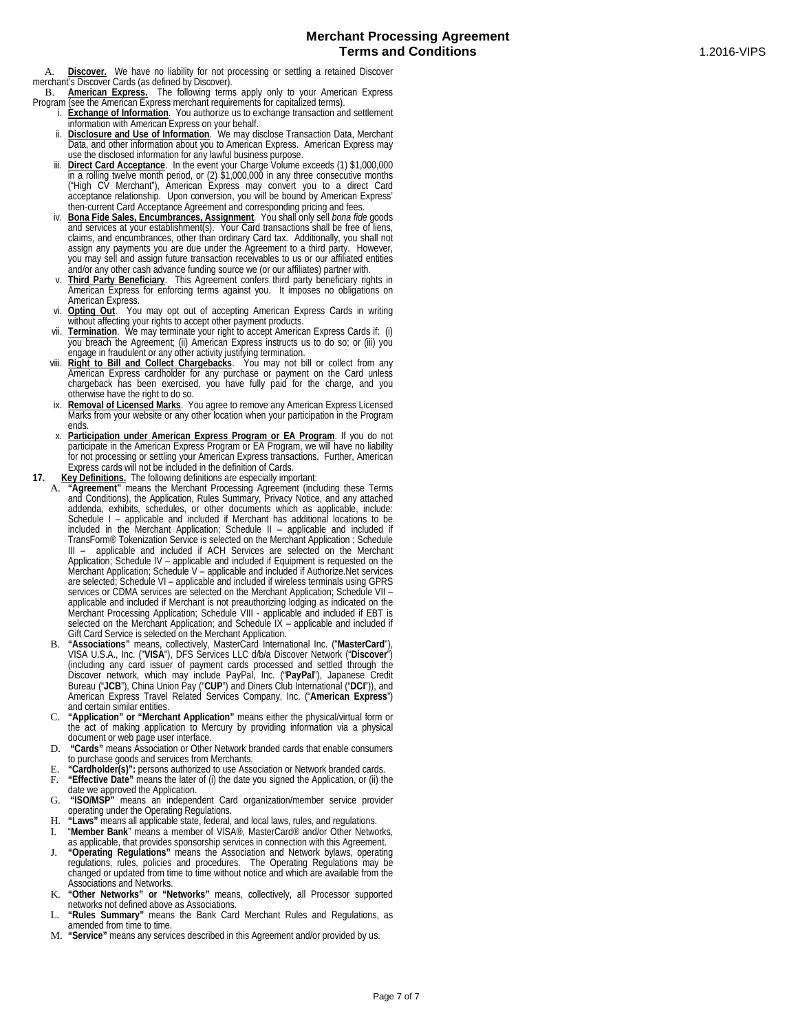A. **Discover.** We have no liability for not processing or settling a retained Discover merchant's Discover Cards (as defined by Discover).

B. **American Express.** The following terms apply only to your American Express Program (see the American Express merchant requirements for capitalized terms).

i. **Exchange of Information**. You authorize us to exchange transaction and settlement information with American Express on your behalf.

ii. **Disclosure and Use of Information**. We may disclose Transaction Data, Merchant Data, and other information about you to American Express. American Express may use the disclosed information for any lawful business purpose.

iii. **Direct Card Acceptance**. In the event your Charge Volume exceeds (1) $1,000,000 in a rolling twelve month period, or (2) $1,000,000 in any three consecutive months ("High CV Merchant"), American Express may convert you to a direct Card acceptance relationship. Upon conversion, you will be bound by American Express' then-current Card Acceptance Agreement and corresponding pricing and fees.

iv. **Bona Fide Sales, Encumbrances, Assignment**. You shall only sell *bona fide* goods and services at your establishment(s). Your Card transactions shall be free of liens, claims, and encumbrances, other than ordinary Card tax. Additionally, you shall not assign any payments you are due under the Agreement to a third party. However, you may sell and assign future transaction receivables to us or our affiliated entities and/or any other cash advance funding source we (or our affiliates) partner with.

v. **Third Party Beneficiary**. This Agreement confers third party beneficiary rights in American Express for enforcing terms against you. It imposes no obligations on American Express.

vi. **Opting Out**. You may opt out of accepting American Express Cards in writing without affecting your rights to accept other payment products.

vii. **Termination**. We may terminate your right to accept American Express Cards if: (i) you breach the Agreement; (ii) American Express instructs us to do so; or (iii) you engage in fraudulent or any other activity justifying termination.

viii. **Right to Bill and Collect Chargebacks**. You may not bill or collect from any American Express cardholder for any purchase or payment on the Card unless chargeback has been exercised, you have fully paid for the charge, and you otherwise have the right to do so.

ix. **Removal of Licensed Marks**. You agree to remove any American Express Licensed Marks from your website or any other location when your participation in the Program ends.

x. **Participation under American Express Program or EA Program**. If you do not participate in the American Express Program or EA Program, we will have no liability for not processing or settling your American Express transactions. Further, American Express cards will not be included in the definition of Cards.

**17. Key Definitions.** The following definitions are especially important:

A. **"Agreement"** means the Merchant Processing Agreement (including these Terms and Conditions), the Application, Rules Summary, Privacy Notice, and any attached addenda, exhibits, schedules, or other documents which as applicable, include: Schedule I – applicable and included if Merchant has additional locations to be included in the Merchant Application; Schedule II – applicable and included if TransForm® Tokenization Service is selected on the Merchant Application ; Schedule III – applicable and included if ACH Services are selected on the Merchant Application; Schedule IV – applicable and included if Equipment is requested on the Merchant Application; Schedule V – applicable and included if Authorize.Net services are selected; Schedule VI – applicable and included if wireless terminals using GPRS services or CDMA services are selected on the Merchant Application; Schedule VII – applicable and included if Merchant is not preauthorizing lodging as indicated on the Merchant Processing Application; Schedule VIII - applicable and included if EBT is selected on the Merchant Application; and Schedule IX – applicable and included if Gift Card Service is selected on the Merchant Application.

B. **"Associations"** means, collectively, MasterCard International Inc. ("**MasterCard**"), VISA U.S.A., Inc. ("**VISA**"), DFS Services LLC d/b/a Discover Network ("**Discover**") (including any card issuer of payment cards processed and settled through the Discover network, which may include PayPal, Inc. ("**PayPal**"), Japanese Credit Bureau ("**JCB**"), China Union Pay ("**CUP**") and Diners Club International ("**DCI**")), and American Express Travel Related Services Company, Inc. ("**American Express**") and certain similar entities.

C. **"Application" or "Merchant Application"** means either the physical/virtual form or the act of making application to Mercury by providing information via a physical document or web page user interface.

D. **"Cards"** means Association or Other Network branded cards that enable consumers to purchase goods and services from Merchants.

E. **"Cardholder(s)":** persons authorized to use Association or Network branded cards.

F. **"Effective Date"** means the later of (i) the date you signed the Application, or (ii) the date we approved the Application.

G. **"ISO/MSP"** means an independent Card organization/member service provider operating under the Operating Regulations.

H. **"Laws"** means all applicable state, federal, and local laws, rules, and regulations.

I. "**Member Bank**" means a member of VISA®, MasterCard® and/or Other Networks, as applicable, that provides sponsorship services in connection with this Agreement.

J. **"Operating Regulations"** means the Association and Network bylaws, operating regulations, rules, policies and procedures. The Operating Regulations may be changed or updated from time to time without notice and which are available from the Associations and Networks.

K. **"Other Networks" or "Networks"** means, collectively, all Processor supported networks not defined above as Associations.

L. **"Rules Summary"** means the Bank Card Merchant Rules and Regulations, as amended from time to time.

M. **"Service"** means any services described in this Agreement and/or provided by us.